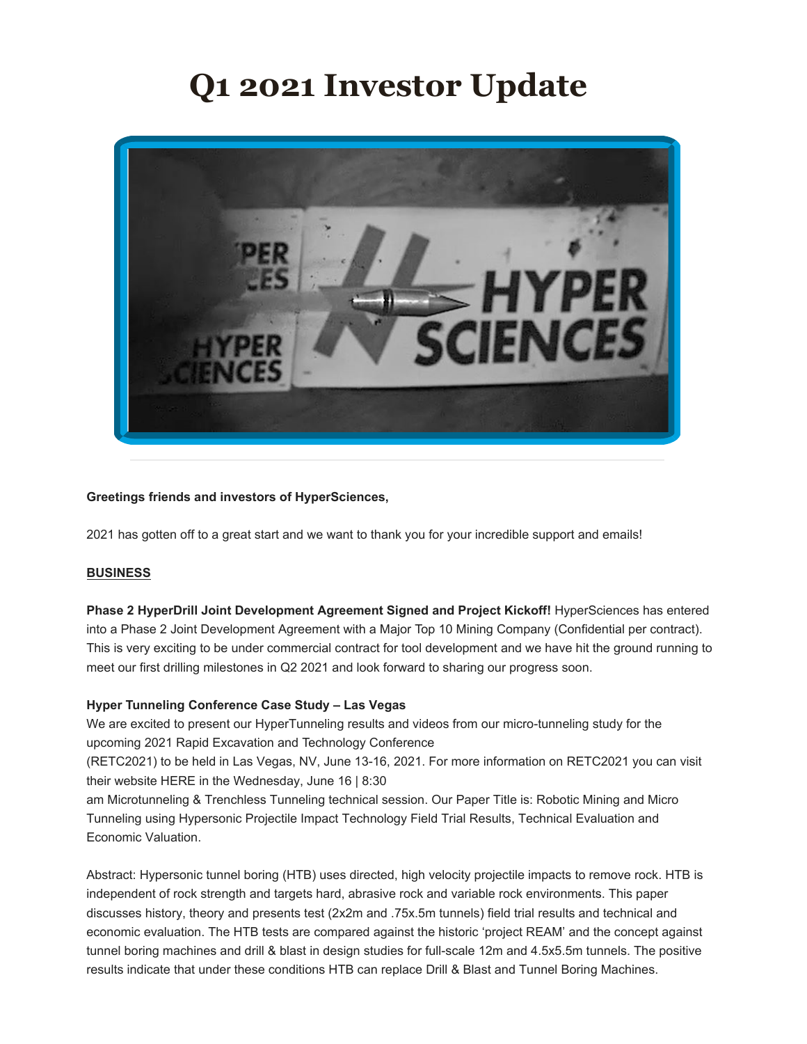# Q1 2021 Investor Update

**Greetings friends and investors of HyperSciences,**

2021 has gotten off to a great start and we want to thank you for your incredible support and emails!

**BUSINESS**

**Phase 2 HyperDrill Joint Development Agreement Signed and Project Kickoff!** HyperSciences has entered into a Phase 2 Joint Development Agreement with a Major Top 10 Mining Company (Confidential per contract). This is very exciting to be under commercial contract for tool development and we have hit the ground running to meet our first drilling milestones in Q2 2021 and look forward to sharing our progress soon.

**Hyper Tunneling Conference Case Study – Las Vegas**

We are excited to present our HyperTunneling results and videos from our micro-tunneling study for the upcoming 2021 Rapid Excavation and Technology Conference (RETC2021) to be held in Las Vegas, NV, June 13-16, 2021. For more information on RETC2021 you can visit their website HERE in the Wednesday, June 16 | 8:30 am Microtunneling & Trenchless Tunneling technical session. Our Paper Title is: Robotic Mining and Micro Tunneling using Hypersonic Projectile Impact Technology Field Trial Results, Technical Evaluation and Economic Valuation.

Abstract: Hypersonic tunnel boring (HTB) uses directed, high velocity projectile impacts to remove rock. HTB is independent of rock strength and targets hard, abrasive rock and variable rock environments. This paper discusses history, theory and presents test (2x2m and .75x.5m tunnels) field trial results and technical and economic evaluation. The HTB tests are compared against the historic 'project REAM' and the concept against tunnel boring machines and drill & blast in design studies for full-scale 12m and 4.5x5.5m tunnels. The positive results indicate that under these conditions HTB can replace Drill & Blast and Tunnel Boring Machines.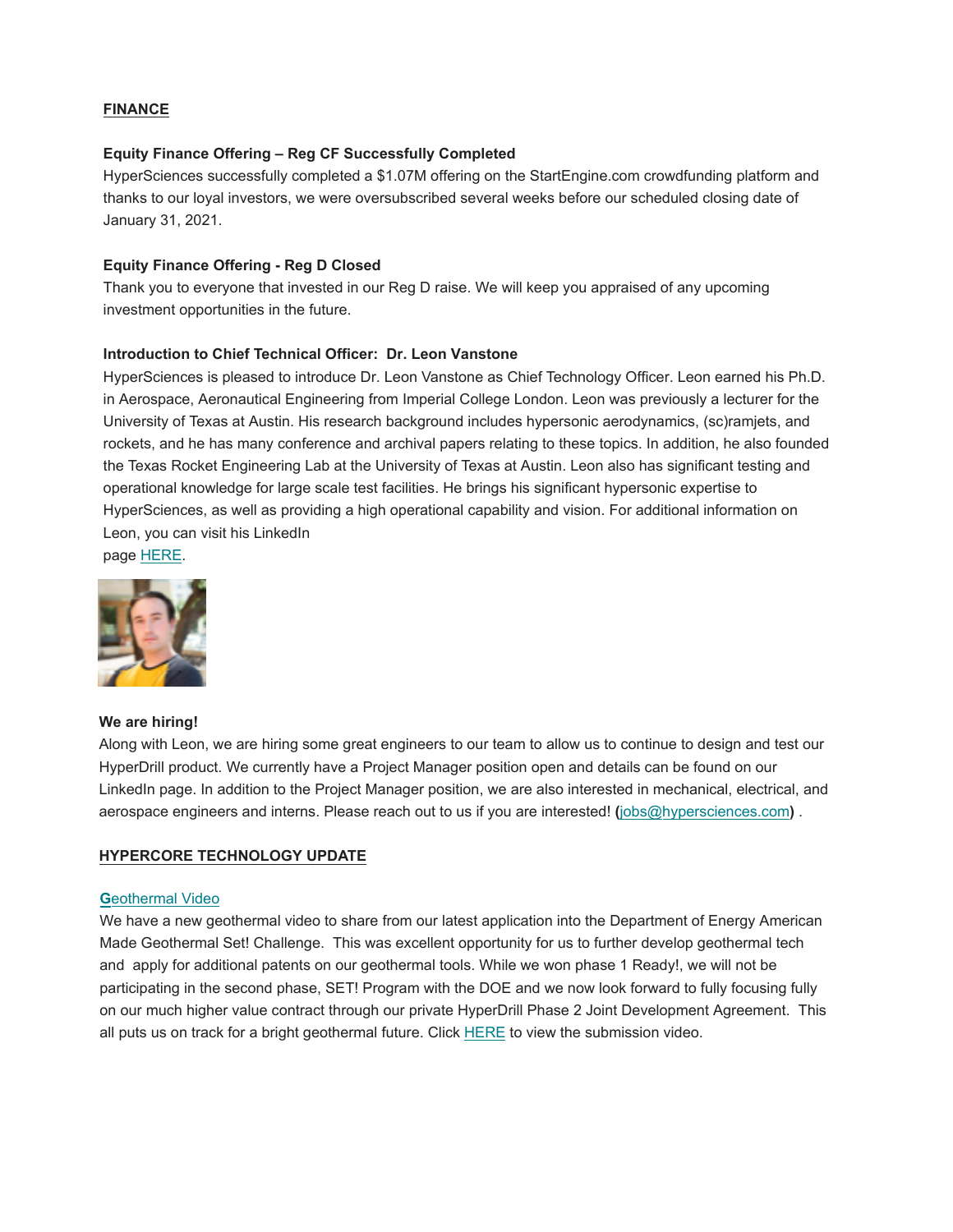**FINANCE**

**Equity Finance Offering – Reg CF Successfully Completed**

HyperSciences successfully completed a $1.07M offering on the StartEngine.com crowdfunding platform and thanks to our loyal investors, we were oversubscribed several weeks before our scheduled closing date of January 31, 2021.

**Equity Finance Offering - Reg D Closed**

Thank you to everyone that invested in our Reg D raise. We will keep you appraised of any upcoming investment opportunities in the future.

**Introduction to Chief Technical Officer: Dr. Leon Vanstone**

HyperSciences is pleased to introduce Dr. Leon Vanstone as Chief Technology Officer. Leon earned his Ph.D. in Aerospace, Aeronautical Engineering from Imperial College London. Leon was previously a lecturer for the University of Texas at Austin. His research background includes hypersonic aerodynamics, (sc)ramjets, and rockets, and he has many conference and archival papers relating to these topics. In addition, he also founded the Texas Rocket Engineering Lab at the University of Texas at Austin. Leon also has significant testing and operational knowledge for large scale test facilities. He brings his significant hypersonic expertise to HyperSciences, as well as providing a high operational capability and vision. For additional information on Leon, you can visit his LinkedIn page HERE.

**We are hiring!**

Along with Leon, we are hiring some great engineers to our team to allow us to continue to design and test our HyperDrill product. We currently have a Project Manager position open and details can be found on our LinkedIn page. In addition to the Project Manager position, we are also interested in mechanical, electrical, and aerospace engineers and interns. Please reach out to us if you are interested! **(**jobs@hypersciences.com**)** .

**HYPERCORE TECHNOLOGY UPDATE**

**G**eothermal Video

We have a new geothermal video to share from our latest application into the Department of Energy American Made Geothermal Set! Challenge. This was excellent opportunity for us to further develop geothermal tech and apply for additional patents on our geothermal tools. While we won phase 1 Ready!, we will not be participating in the second phase, SET! Program with the DOE and we now look forward to fully focusing fully on our much higher value contract through our private HyperDrill Phase 2 Joint Development Agreement. This all puts us on track for a bright geothermal future. Click HERE to view the submission video.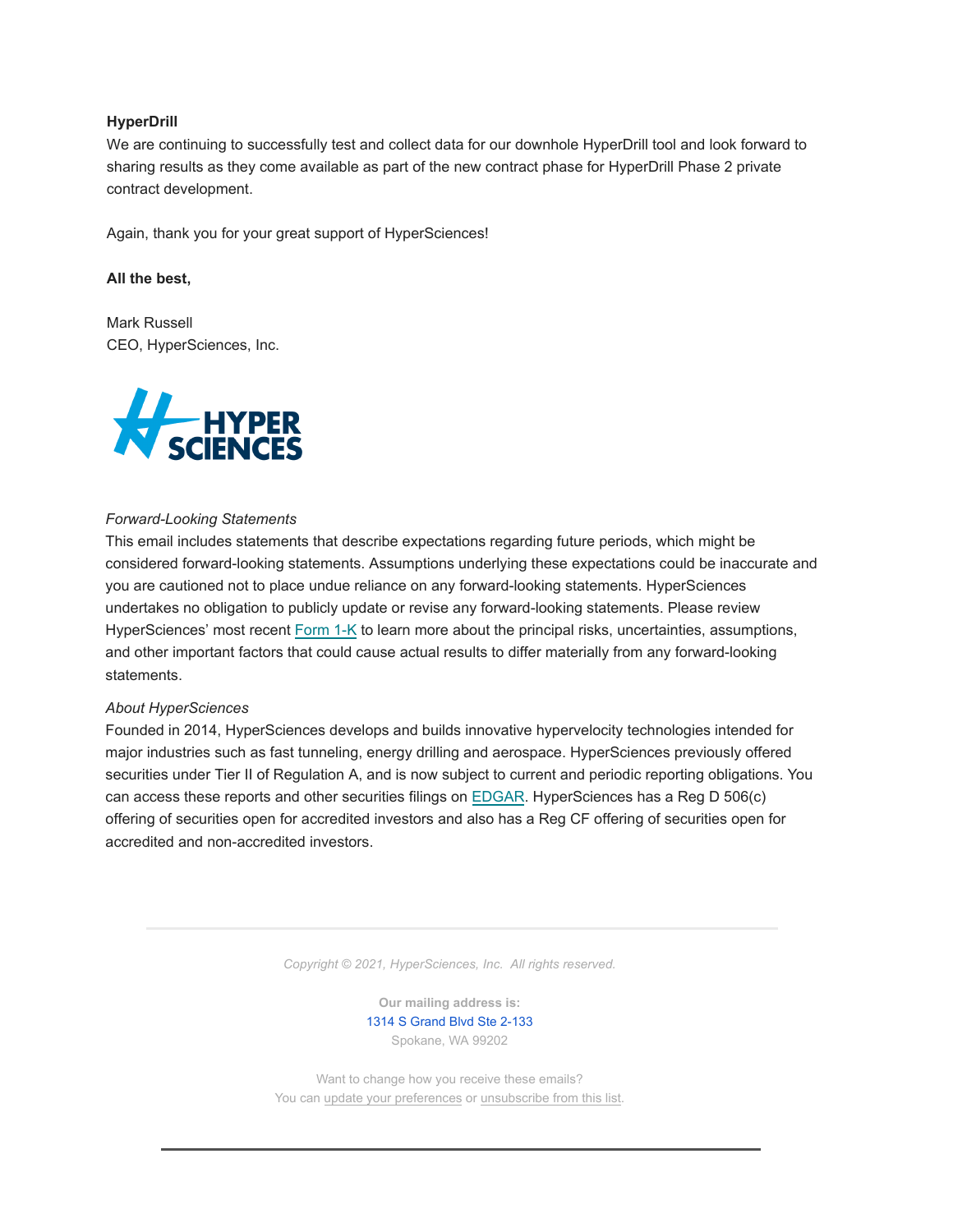**HyperDrill**

We are continuing to successfully test and collect data for our downhole HyperDrill tool and look forward to sharing results as they come available as part of the new contract phase for HyperDrill Phase 2 private contract development.

Again, thank you for your great support of HyperSciences!

**All the best,**

Mark Russell
CEO, HyperSciences, Inc.

*Forward-Looking Statements*

This email includes statements that describe expectations regarding future periods, which might be considered forward-looking statements. Assumptions underlying these expectations could be inaccurate and you are cautioned not to place undue reliance on any forward-looking statements. HyperSciences undertakes no obligation to publicly update or revise any forward-looking statements. Please review HyperSciences' most recent Form 1-K to learn more about the principal risks, uncertainties, assumptions, and other important factors that could cause actual results to differ materially from any forward-looking statements.

*About HyperSciences*

Founded in 2014, HyperSciences develops and builds innovative hypervelocity technologies intended for major industries such as fast tunneling, energy drilling and aerospace. HyperSciences previously offered securities under Tier II of Regulation A, and is now subject to current and periodic reporting obligations. You can access these reports and other securities filings on EDGAR. HyperSciences has a Reg D 506(c) offering of securities open for accredited investors and also has a Reg CF offering of securities open for accredited and non-accredited investors.

---

*Copyright © 2021, HyperSciences, Inc. All rights reserved.*

**Our mailing address is:**
1314 S Grand Blvd Ste 2-133
Spokane, WA 99202

Want to change how you receive these emails?
You can update your preferences or unsubscribe from this list.